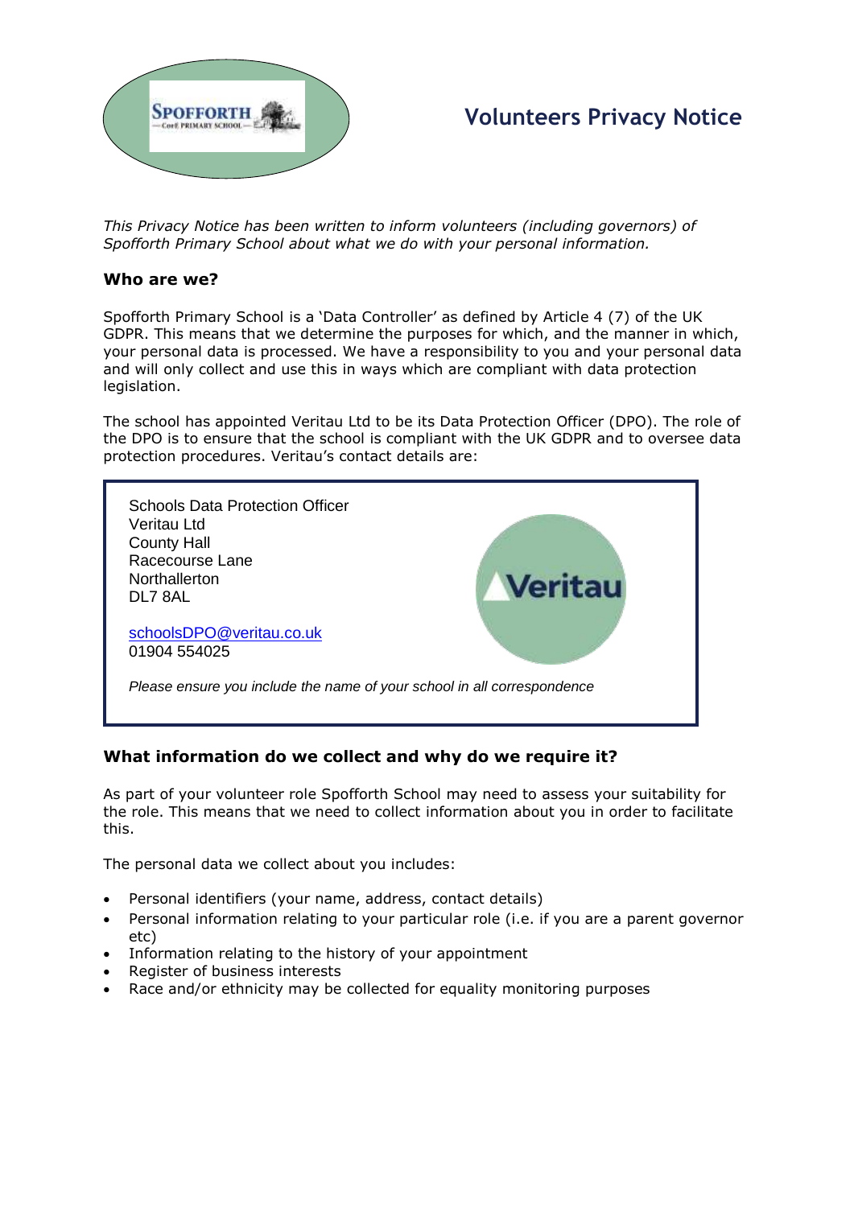# Volunteers Privacy Notice

*This Privacy Notice has been written to inform volunteers (including governors) of Spofforth Primary School about what we do with your personal information.*

## Who are we?

Spofforth Primary School is a 'Data Controller' as defined by Article 4 (7) of the UK GDPR. This means that we determine the purposes for which, and the manner in which, your personal data is processed. We have a responsibility to you and your personal data and will only collect and use this in ways which are compliant with data protection legislation.

The school has appointed Veritau Ltd to be its Data Protection Officer (DPO). The role of the DPO is to ensure that the school is compliant with the UK GDPR and to oversee data protection procedures. Veritau's contact details are:

Schools Data Protection Officer
Veritau Ltd
County Hall
Racecourse Lane
Northallerton
DL7 8AL

schoolsDPO@veritau.co.uk
01904 554025

*Please ensure you include the name of your school in all correspondence*

## What information do we collect and why do we require it?

As part of your volunteer role Spofforth School may need to assess your suitability for the role. This means that we need to collect information about you in order to facilitate this.

The personal data we collect about you includes:

- Personal identifiers (your name, address, contact details)
- Personal information relating to your particular role (i.e. if you are a parent governor etc)
- Information relating to the history of your appointment
- Register of business interests
- Race and/or ethnicity may be collected for equality monitoring purposes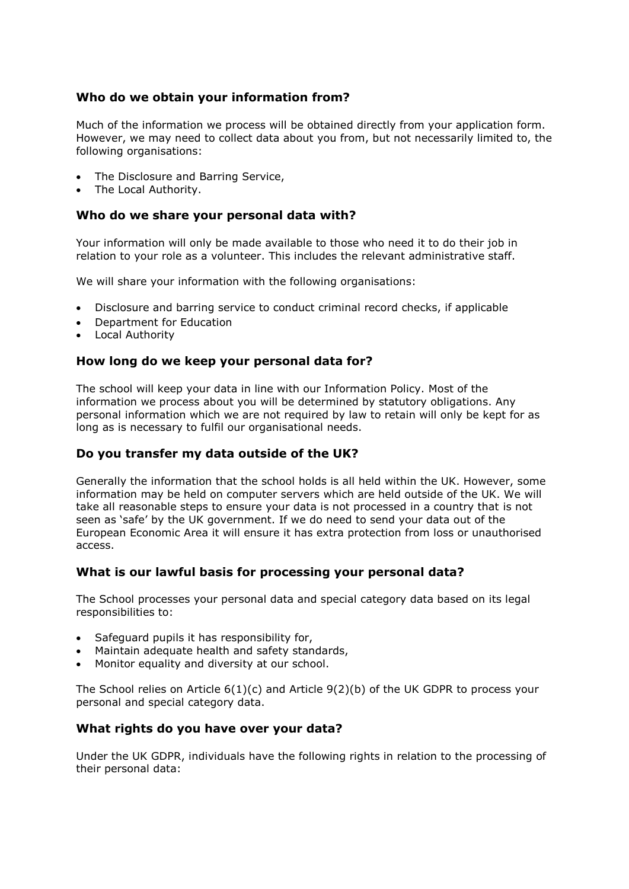### Who do we obtain your information from?

Much of the information we process will be obtained directly from your application form. However, we may need to collect data about you from, but not necessarily limited to, the following organisations:

- The Disclosure and Barring Service,
- The Local Authority.

### Who do we share your personal data with?

Your information will only be made available to those who need it to do their job in relation to your role as a volunteer. This includes the relevant administrative staff.

We will share your information with the following organisations:

- Disclosure and barring service to conduct criminal record checks, if applicable
- Department for Education
- Local Authority

### How long do we keep your personal data for?

The school will keep your data in line with our Information Policy. Most of the information we process about you will be determined by statutory obligations. Any personal information which we are not required by law to retain will only be kept for as long as is necessary to fulfil our organisational needs.

### Do you transfer my data outside of the UK?

Generally the information that the school holds is all held within the UK. However, some information may be held on computer servers which are held outside of the UK. We will take all reasonable steps to ensure your data is not processed in a country that is not seen as 'safe' by the UK government. If we do need to send your data out of the European Economic Area it will ensure it has extra protection from loss or unauthorised access.

### What is our lawful basis for processing your personal data?

The School processes your personal data and special category data based on its legal responsibilities to:

- Safeguard pupils it has responsibility for,
- Maintain adequate health and safety standards,
- Monitor equality and diversity at our school.

The School relies on Article 6(1)(c) and Article 9(2)(b) of the UK GDPR to process your personal and special category data.

### What rights do you have over your data?

Under the UK GDPR, individuals have the following rights in relation to the processing of their personal data: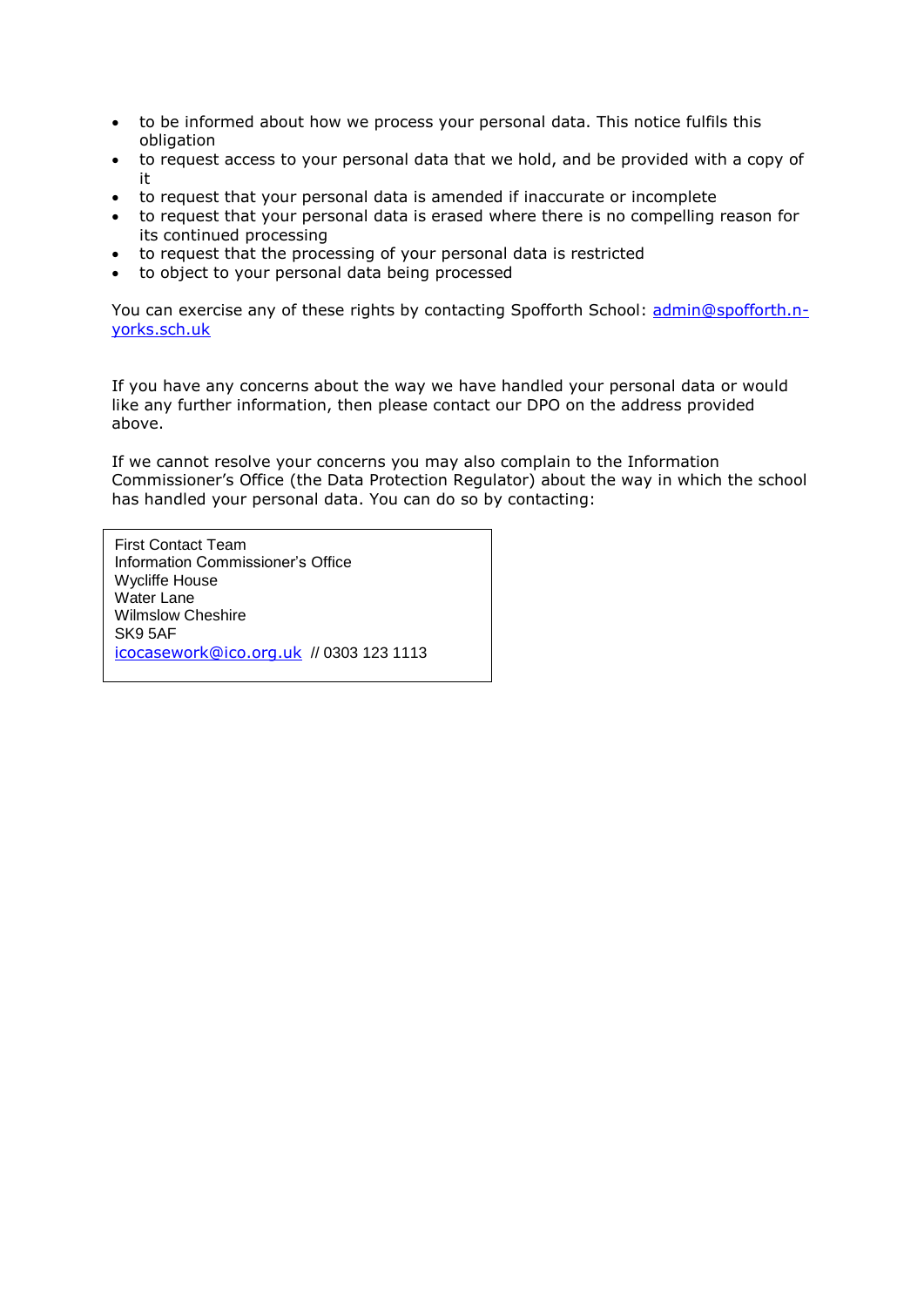- to be informed about how we process your personal data. This notice fulfils this obligation
- to request access to your personal data that we hold, and be provided with a copy of it
- to request that your personal data is amended if inaccurate or incomplete
- to request that your personal data is erased where there is no compelling reason for its continued processing
- to request that the processing of your personal data is restricted
- to object to your personal data being processed

You can exercise any of these rights by contacting Spofforth School: admin@spofforth.n-yorks.sch.uk

If you have any concerns about the way we have handled your personal data or would like any further information, then please contact our DPO on the address provided above.

If we cannot resolve your concerns you may also complain to the Information Commissioner's Office (the Data Protection Regulator) about the way in which the school has handled your personal data. You can do so by contacting:

First Contact Team
Information Commissioner's Office
Wycliffe House
Water Lane
Wilmslow Cheshire
SK9 5AF
icocasework@ico.org.uk // 0303 123 1113